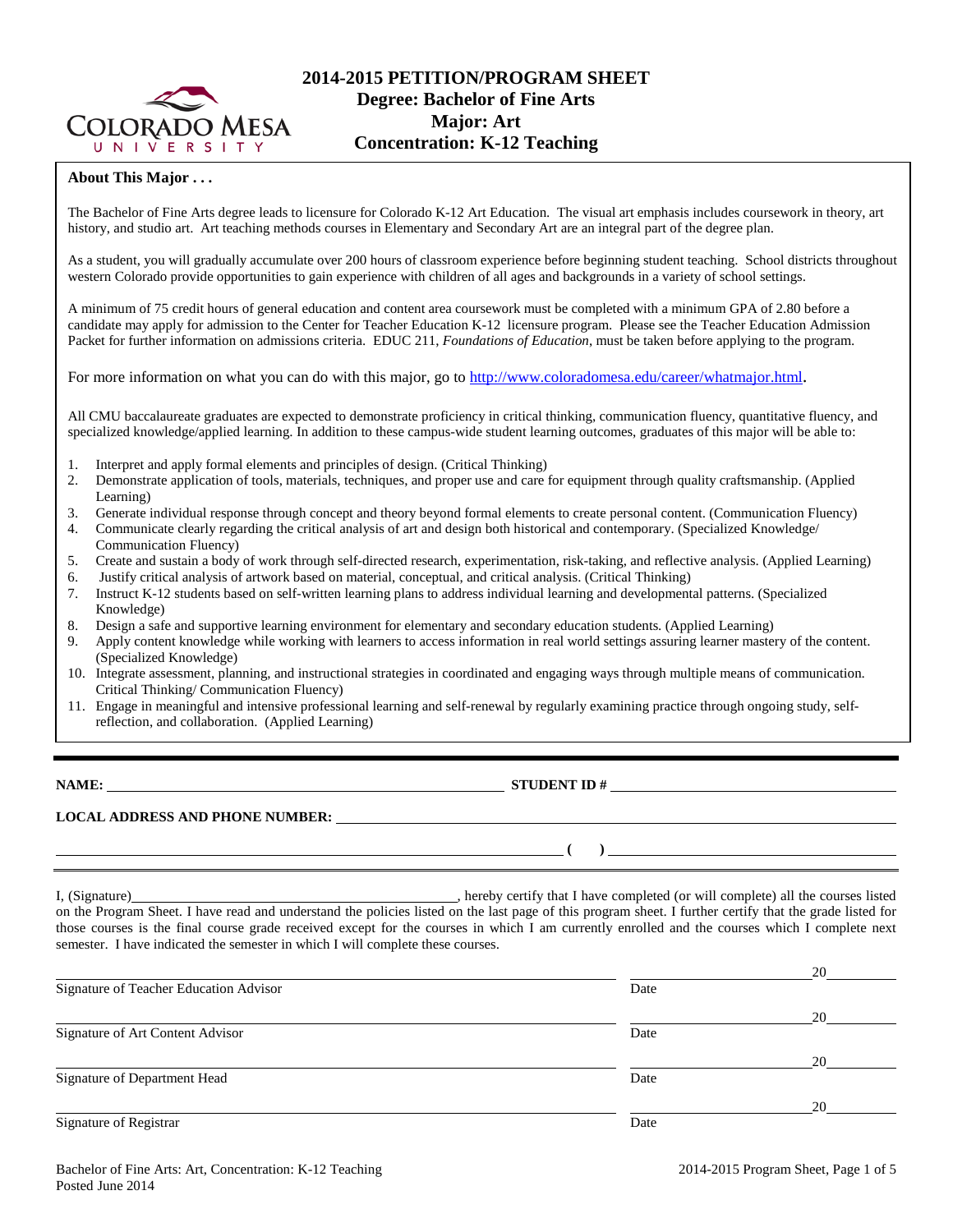# 2014-2015 PETITION/PROGRAM SHEET
## Degree: Bachelor of Fine Arts
## Major: Art
## Concentration: K-12 Teaching

### About This Major . . .

The Bachelor of Fine Arts degree leads to licensure for Colorado K-12 Art Education. The visual art emphasis includes coursework in theory, art history, and studio art. Art teaching methods courses in Elementary and Secondary Art are an integral part of the degree plan.

As a student, you will gradually accumulate over 200 hours of classroom experience before beginning student teaching. School districts throughout western Colorado provide opportunities to gain experience with children of all ages and backgrounds in a variety of school settings.

A minimum of 75 credit hours of general education and content area coursework must be completed with a minimum GPA of 2.80 before a candidate may apply for admission to the Center for Teacher Education K-12 licensure program. Please see the Teacher Education Admission Packet for further information on admissions criteria. EDUC 211, *Foundations of Education*, must be taken before applying to the program.

For more information on what you can do with this major, go to http://www.coloradomesa.edu/career/whatmajor.html.

All CMU baccalaureate graduates are expected to demonstrate proficiency in critical thinking, communication fluency, quantitative fluency, and specialized knowledge/applied learning. In addition to these campus-wide student learning outcomes, graduates of this major will be able to:

1. Interpret and apply formal elements and principles of design. (Critical Thinking)
2. Demonstrate application of tools, materials, techniques, and proper use and care for equipment through quality craftsmanship. (Applied Learning)
3. Generate individual response through concept and theory beyond formal elements to create personal content. (Communication Fluency)
4. Communicate clearly regarding the critical analysis of art and design both historical and contemporary. (Specialized Knowledge/ Communication Fluency)
5. Create and sustain a body of work through self-directed research, experimentation, risk-taking, and reflective analysis. (Applied Learning)
6. Justify critical analysis of artwork based on material, conceptual, and critical analysis. (Critical Thinking)
7. Instruct K-12 students based on self-written learning plans to address individual learning and developmental patterns. (Specialized Knowledge)
8. Design a safe and supportive learning environment for elementary and secondary education students. (Applied Learning)
9. Apply content knowledge while working with learners to access information in real world settings assuring learner mastery of the content. (Specialized Knowledge)
10. Integrate assessment, planning, and instructional strategies in coordinated and engaging ways through multiple means of communication. Critical Thinking/ Communication Fluency)
11. Engage in meaningful and intensive professional learning and self-renewal by regularly examining practice through ongoing study, self-reflection, and collaboration. (Applied Learning)

---

**NAME:** ______________________________ **STUDENT ID #** ______________________________

**LOCAL ADDRESS AND PHONE NUMBER:** ______________________________

______________________________ **( )** ______________________________

I, (Signature)______________________________, hereby certify that I have completed (or will complete) all the courses listed on the Program Sheet. I have read and understand the policies listed on the last page of this program sheet. I further certify that the grade listed for those courses is the final course grade received except for the courses in which I am currently enrolled and the courses which I complete next semester. I have indicated the semester in which I will complete these courses.

______________________________ ______________ 20______
Signature of Teacher Education Advisor Date

______________________________ ______________ 20______
Signature of Art Content Advisor Date

______________________________ ______________ 20______
Signature of Department Head Date

______________________________ ______________ 20______
Signature of Registrar Date

Bachelor of Fine Arts: Art, Concentration: K-12 Teaching
Posted June 2014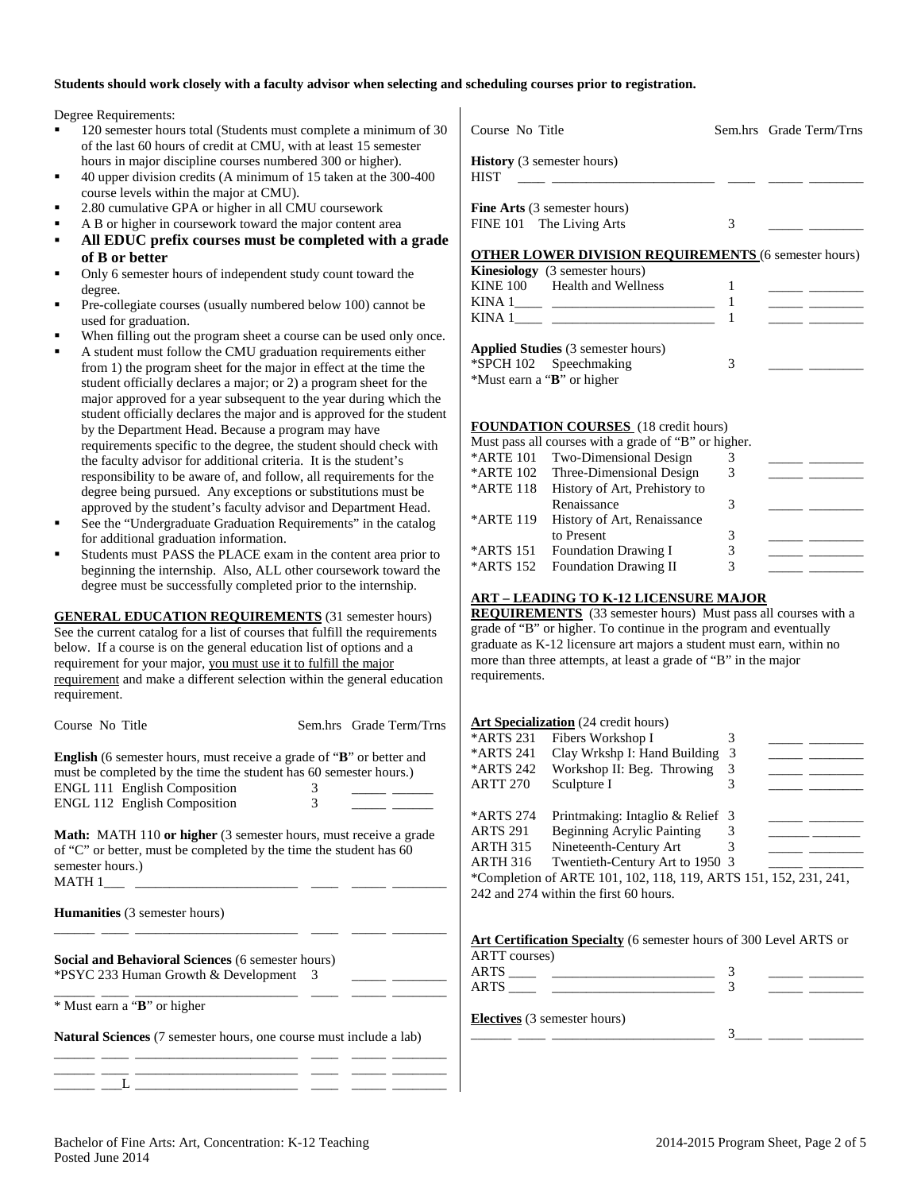**Students should work closely with a faculty advisor when selecting and scheduling courses prior to registration.**

Degree Requirements:

- 120 semester hours total (Students must complete a minimum of 30 of the last 60 hours of credit at CMU, with at least 15 semester hours in major discipline courses numbered 300 or higher).
- 40 upper division credits (A minimum of 15 taken at the 300-400 course levels within the major at CMU).
- 2.80 cumulative GPA or higher in all CMU coursework
- A B or higher in coursework toward the major content area
- **All EDUC prefix courses must be completed with a grade of B or better**
- Only 6 semester hours of independent study count toward the degree.
- Pre-collegiate courses (usually numbered below 100) cannot be used for graduation.
- When filling out the program sheet a course can be used only once.
- A student must follow the CMU graduation requirements either from 1) the program sheet for the major in effect at the time the student officially declares a major; or 2) a program sheet for the major approved for a year subsequent to the year during which the student officially declares the major and is approved for the student by the Department Head. Because a program may have requirements specific to the degree, the student should check with the faculty advisor for additional criteria. It is the student's responsibility to be aware of, and follow, all requirements for the degree being pursued. Any exceptions or substitutions must be approved by the student's faculty advisor and Department Head.
- See the "Undergraduate Graduation Requirements" in the catalog for additional graduation information.
- Students must PASS the PLACE exam in the content area prior to beginning the internship. Also, ALL other coursework toward the degree must be successfully completed prior to the internship.

**GENERAL EDUCATION REQUIREMENTS** (31 semester hours) See the current catalog for a list of courses that fulfill the requirements below. If a course is on the general education list of options and a requirement for your major, you must use it to fulfill the major requirement and make a different selection within the general education requirement.

| Course No | Title | Sem.hrs | Grade | Term/Trns |
|---|---|---|---|---|
| **English** (6 semester hours, must receive a grade of "**B**" or better and must be completed by the time the student has 60 semester hours.) | | | | |
| ENGL 111 | English Composition | 3 | | |
| ENGL 112 | English Composition | 3 | | |
| **Math:** MATH 110 **or higher** (3 semester hours, must receive a grade of "C" or better, must be completed by the time the student has 60 semester hours.) | | | | |
| MATH 1___ | | | | |
| **Humanities** (3 semester hours) | | | | |
| | | | | |
| **Social and Behavioral Sciences** (6 semester hours) | | | | |
| *PSYC 233 | Human Growth & Development | 3 | | |
| | | | | |
| * Must earn a "**B**" or higher | | | | |
| **Natural Sciences** (7 semester hours, one course must include a lab) | | | | |
| | | | | |
| | | | | |
| ___L | | | | |
| **History** (3 semester hours) | | | | |
| HIST | | | | |
| **Fine Arts** (3 semester hours) | | | | |
| FINE 101 | The Living Arts | 3 | | |

**OTHER LOWER DIVISION REQUIREMENTS** (6 semester hours)

| Course No | Title | Sem.hrs | Grade | Term/Trns |
|---|---|---|---|---|
| **Kinesiology** (3 semester hours) | | | | |
| KINE 100 | Health and Wellness | 1 | | |
| KINA 1____ | | 1 | | |
| KINA 1____ | | 1 | | |
| **Applied Studies** (3 semester hours) | | | | |
| *SPCH 102 | Speechmaking | 3 | | |

*Must earn a "**B**" or higher

**FOUNDATION COURSES** (18 credit hours)
Must pass all courses with a grade of "B" or higher.

| Course No | Title | Sem.hrs | Grade | Term/Trns |
|---|---|---|---|---|
| *ARTE 101 | Two-Dimensional Design | 3 | | |
| *ARTE 102 | Three-Dimensional Design | 3 | | |
| *ARTE 118 | History of Art, Prehistory to Renaissance | 3 | | |
| *ARTE 119 | History of Art, Renaissance to Present | 3 | | |
| *ARTS 151 | Foundation Drawing I | 3 | | |
| *ARTS 152 | Foundation Drawing II | 3 | | |

**ART – LEADING TO K-12 LICENSURE MAJOR REQUIREMENTS** (33 semester hours) Must pass all courses with a grade of "B" or higher. To continue in the program and eventually graduate as K-12 licensure art majors a student must earn, within no more than three attempts, at least a grade of "B" in the major requirements.

**Art Specialization** (24 credit hours)

| Course No | Title | Sem.hrs | Grade | Term/Trns |
|---|---|---|---|---|
| *ARTS 231 | Fibers Workshop I | 3 | | |
| *ARTS 241 | Clay Wrkshp I: Hand Building | 3 | | |
| *ARTS 242 | Workshop II: Beg. Throwing | 3 | | |
| ARTT 270 | Sculpture I | 3 | | |
| *ARTS 274 | Printmaking: Intaglio & Relief | 3 | | |
| ARTS 291 | Beginning Acrylic Painting | 3 | | |
| ARTH 315 | Nineteenth-Century Art | 3 | | |
| ARTH 316 | Twentieth-Century Art to 1950 | 3 | | |

*Completion of ARTE 101, 102, 118, 119, ARTS 151, 152, 231, 241, 242 and 274 within the first 60 hours.

**Art Certification Specialty** (6 semester hours of 300 Level ARTS or ARTT courses)

| Course No | Title | Sem.hrs | Grade | Term/Trns |
|---|---|---|---|---|
| ARTS ____ | | 3 | | |
| ARTS ____ | | 3 | | |

**Electives** (3 semester hours)

| Course No | Title | Sem.hrs | Grade | Term/Trns |
|---|---|---|---|---|
| | | 3 | | |

Bachelor of Fine Arts: Art, Concentration: K-12 Teaching
Posted June 2014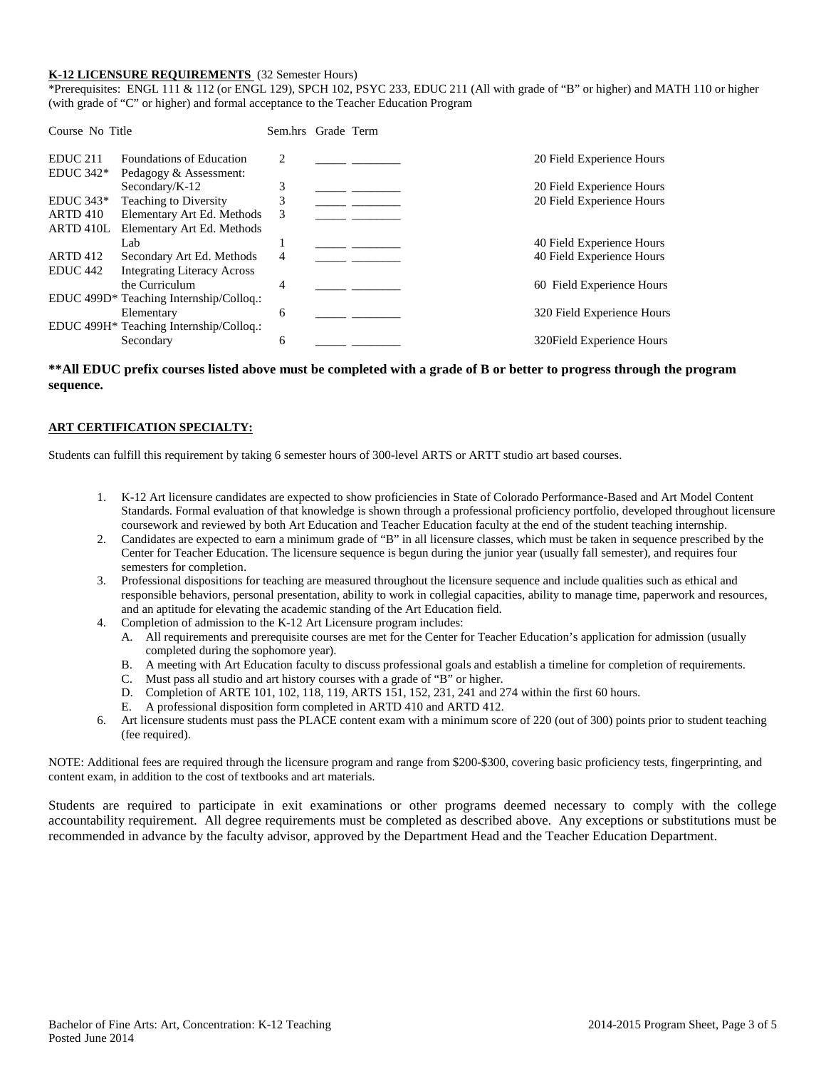**K-12 LICENSURE REQUIREMENTS** (32 Semester Hours)
*Prerequisites: ENGL 111 & 112 (or ENGL 129), SPCH 102, PSYC 233, EDUC 211 (All with grade of "B" or higher) and MATH 110 or higher (with grade of "C" or higher) and formal acceptance to the Teacher Education Program

| Course No | Title | Sem.hrs | Grade | Term | |
|---|---|---|---|---|---|
| EDUC 211 | Foundations of Education | 2 | _____ | ________ | 20 Field Experience Hours |
| EDUC 342* | Pedagogy & Assessment: Secondary/K-12 | 3 | _____ | ________ | 20 Field Experience Hours |
| EDUC 343* | Teaching to Diversity | 3 | _____ | ________ | 20 Field Experience Hours |
| ARTD 410 | Elementary Art Ed. Methods | 3 | _____ | ________ | |
| ARTD 410L | Elementary Art Ed. Methods Lab | 1 | _____ | ________ | 40 Field Experience Hours |
| ARTD 412 | Secondary Art Ed. Methods | 4 | _____ | ________ | 40 Field Experience Hours |
| EDUC 442 | Integrating Literacy Across the Curriculum | 4 | _____ | ________ | 60 Field Experience Hours |
| EDUC 499D* | Teaching Internship/Colloq.: Elementary | 6 | _____ | ________ | 320 Field Experience Hours |
| EDUC 499H* | Teaching Internship/Colloq.: Secondary | 6 | _____ | ________ | 320Field Experience Hours |

****All EDUC prefix courses listed above must be completed with a grade of B or better to progress through the program sequence.**

**ART CERTIFICATION SPECIALTY:**

Students can fulfill this requirement by taking 6 semester hours of 300-level ARTS or ARTT studio art based courses.

1. K-12 Art licensure candidates are expected to show proficiencies in State of Colorado Performance-Based and Art Model Content Standards. Formal evaluation of that knowledge is shown through a professional proficiency portfolio, developed throughout licensure coursework and reviewed by both Art Education and Teacher Education faculty at the end of the student teaching internship.
2. Candidates are expected to earn a minimum grade of "B" in all licensure classes, which must be taken in sequence prescribed by the Center for Teacher Education. The licensure sequence is begun during the junior year (usually fall semester), and requires four semesters for completion.
3. Professional dispositions for teaching are measured throughout the licensure sequence and include qualities such as ethical and responsible behaviors, personal presentation, ability to work in collegial capacities, ability to manage time, paperwork and resources, and an aptitude for elevating the academic standing of the Art Education field.
4. Completion of admission to the K-12 Art Licensure program includes:
   A. All requirements and prerequisite courses are met for the Center for Teacher Education's application for admission (usually completed during the sophomore year).
   B. A meeting with Art Education faculty to discuss professional goals and establish a timeline for completion of requirements.
   C. Must pass all studio and art history courses with a grade of "B" or higher.
   D. Completion of ARTE 101, 102, 118, 119, ARTS 151, 152, 231, 241 and 274 within the first 60 hours.
   E. A professional disposition form completed in ARTD 410 and ARTD 412.
6. Art licensure students must pass the PLACE content exam with a minimum score of 220 (out of 300) points prior to student teaching (fee required).

NOTE: Additional fees are required through the licensure program and range from $200-$300, covering basic proficiency tests, fingerprinting, and content exam, in addition to the cost of textbooks and art materials.

Students are required to participate in exit examinations or other programs deemed necessary to comply with the college accountability requirement. All degree requirements must be completed as described above. Any exceptions or substitutions must be recommended in advance by the faculty advisor, approved by the Department Head and the Teacher Education Department.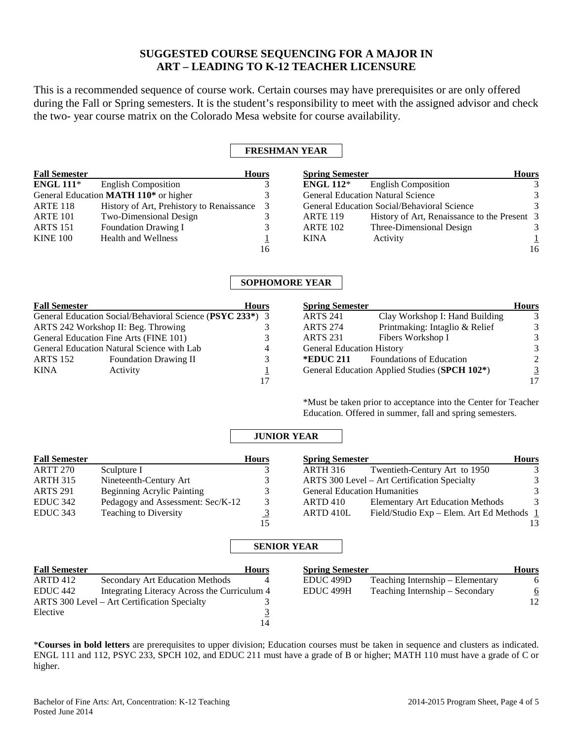# SUGGESTED COURSE SEQUENCING FOR A MAJOR IN ART – LEADING TO K-12 TEACHER LICENSURE

This is a recommended sequence of course work. Certain courses may have prerequisites or are only offered during the Fall or Spring semesters. It is the student's responsibility to meet with the assigned advisor and check the two- year course matrix on the Colorado Mesa website for course availability.

## FRESHMAN YEAR

| Fall Semester | | Hours |
|---|---|---|
| **ENGL 111*** | English Composition | 3 |
| General Education **MATH 110*** or higher | | 3 |
| ARTE 118 | History of Art, Prehistory to Renaissance | 3 |
| ARTE 101 | Two-Dimensional Design | 3 |
| ARTS 151 | Foundation Drawing I | 3 |
| KINE 100 | Health and Wellness | 1 |
| | | 16 |

| Spring Semester | | Hours |
|---|---|---|
| **ENGL 112*** | English Composition | 3 |
| General Education Natural Science | | 3 |
| General Education Social/Behavioral Science | | 3 |
| ARTE 119 | History of Art, Renaissance to the Present | 3 |
| ARTE 102 | Three-Dimensional Design | 3 |
| KINA | Activity | 1 |
| | | 16 |

## SOPHOMORE YEAR

| Fall Semester | | Hours |
|---|---|---|
| General Education Social/Behavioral Science (**PSYC 233***) | | 3 |
| ARTS 242 Workshop II: Beg. Throwing | | 3 |
| General Education Fine Arts (FINE 101) | | 3 |
| General Education Natural Science with Lab | | 4 |
| ARTS 152 | Foundation Drawing II | 3 |
| KINA | Activity | 1 |
| | | 17 |

| Spring Semester | | Hours |
|---|---|---|
| ARTS 241 | Clay Workshop I: Hand Building | 3 |
| ARTS 274 | Printmaking: Intaglio & Relief | 3 |
| ARTS 231 | Fibers Workshop I | 3 |
| General Education History | | 3 |
| ***EDUC 211** | Foundations of Education | 2 |
| General Education Applied Studies (**SPCH 102***) | | 3 |
| | | 17 |

*Must be taken prior to acceptance into the Center for Teacher Education. Offered in summer, fall and spring semesters.

## JUNIOR YEAR

| Fall Semester | | Hours |
|---|---|---|
| ARTT 270 | Sculpture I | 3 |
| ARTH 315 | Nineteenth-Century Art | 3 |
| ARTS 291 | Beginning Acrylic Painting | 3 |
| EDUC 342 | Pedagogy and Assessment: Sec/K-12 | 3 |
| EDUC 343 | Teaching to Diversity | 3 |
| | | 15 |

| Spring Semester | | Hours |
|---|---|---|
| ARTH 316 | Twentieth-Century Art to 1950 | 3 |
| ARTS 300 Level – Art Certification Specialty | | 3 |
| General Education Humanities | | 3 |
| ARTD 410 | Elementary Art Education Methods | 3 |
| ARTD 410L | Field/Studio Exp – Elem. Art Ed Methods | 1 |
| | | 13 |

## SENIOR YEAR

| Fall Semester | | Hours |
|---|---|---|
| ARTD 412 | Secondary Art Education Methods | 4 |
| EDUC 442 | Integrating Literacy Across the Curriculum | 4 |
| ARTS 300 Level – Art Certification Specialty | | 3 |
| Elective | | 3 |
| | | 14 |

| Spring Semester | | Hours |
|---|---|---|
| EDUC 499D | Teaching Internship – Elementary | 6 |
| EDUC 499H | Teaching Internship – Secondary | 6 |
| | | 12 |

***Courses in bold letters** are prerequisites to upper division; Education courses must be taken in sequence and clusters as indicated. ENGL 111 and 112, PSYC 233, SPCH 102, and EDUC 211 must have a grade of B or higher; MATH 110 must have a grade of C or higher.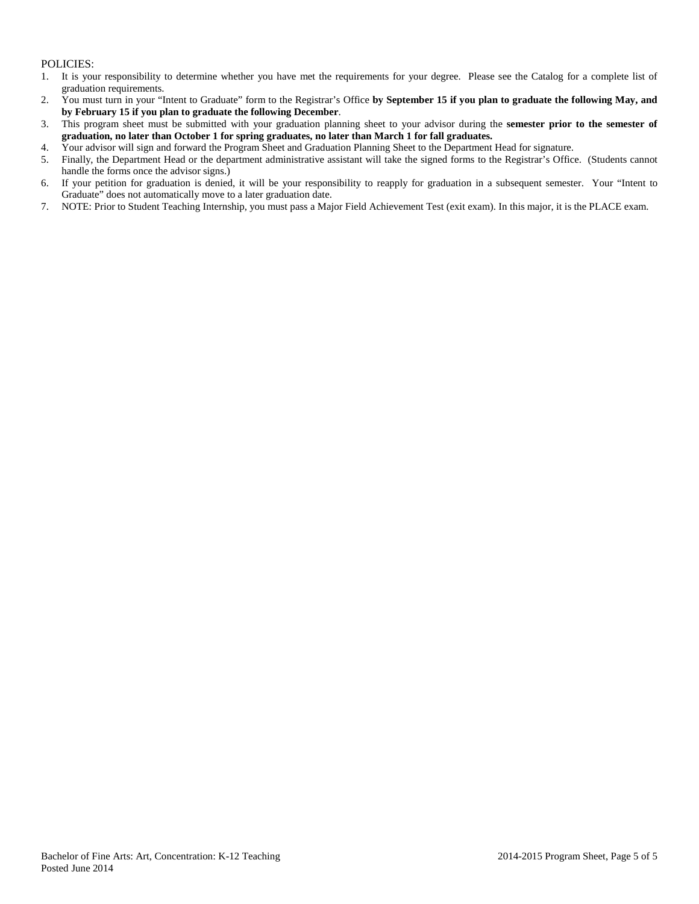POLICIES:

1. It is your responsibility to determine whether you have met the requirements for your degree. Please see the Catalog for a complete list of graduation requirements.
2. You must turn in your "Intent to Graduate" form to the Registrar's Office **by September 15 if you plan to graduate the following May, and by February 15 if you plan to graduate the following December**.
3. This program sheet must be submitted with your graduation planning sheet to your advisor during the **semester prior to the semester of graduation, no later than October 1 for spring graduates, no later than March 1 for fall graduates.**
4. Your advisor will sign and forward the Program Sheet and Graduation Planning Sheet to the Department Head for signature.
5. Finally, the Department Head or the department administrative assistant will take the signed forms to the Registrar's Office. (Students cannot handle the forms once the advisor signs.)
6. If your petition for graduation is denied, it will be your responsibility to reapply for graduation in a subsequent semester. Your "Intent to Graduate" does not automatically move to a later graduation date.
7. NOTE: Prior to Student Teaching Internship, you must pass a Major Field Achievement Test (exit exam). In this major, it is the PLACE exam.